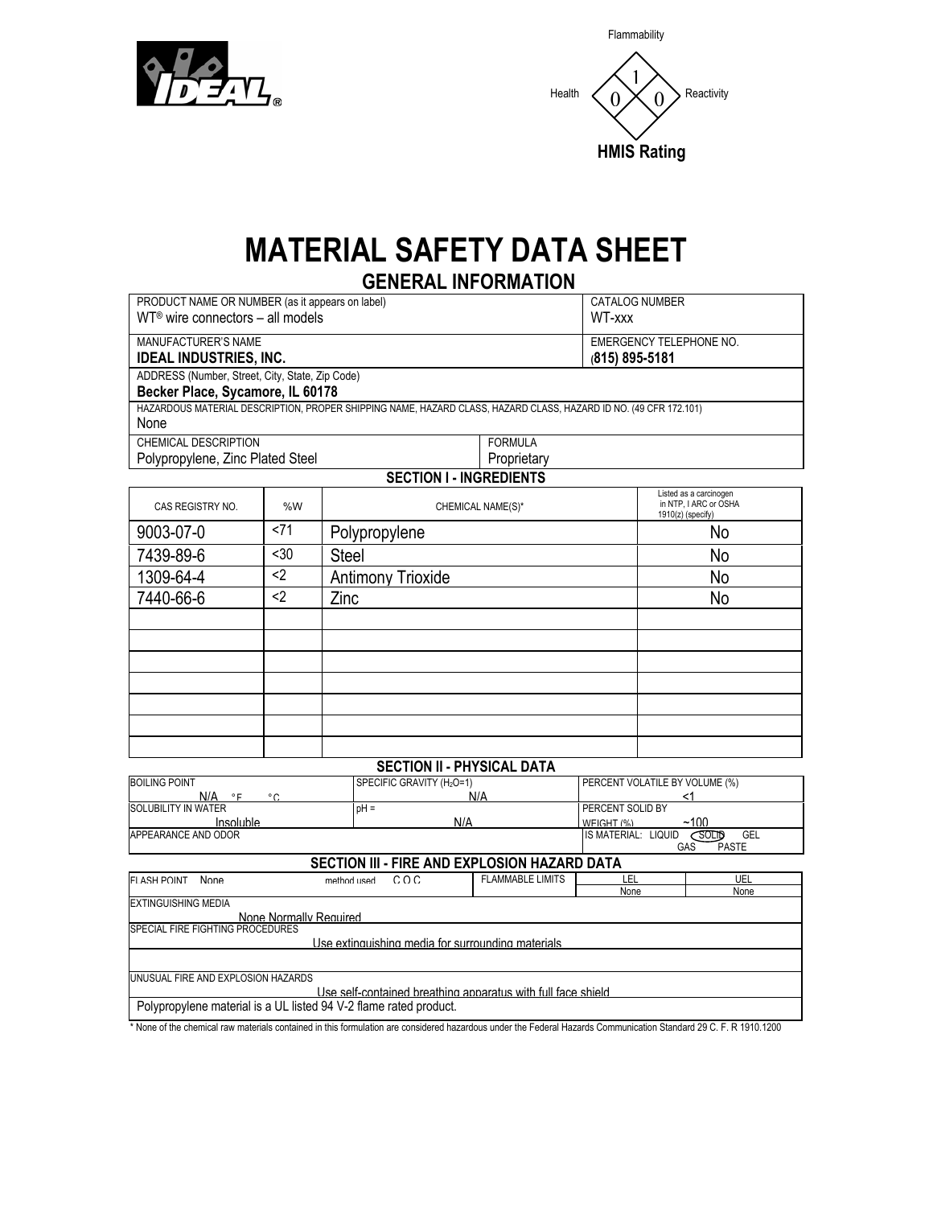IDEAL®

HMIS Rating

| Flammability | Health | Reactivity |
|---|---|---|
| 1 | 0 | 0 |

# MATERIAL SAFETY DATA SHEET

## GENERAL INFORMATION

| PRODUCT NAME OR NUMBER (as it appears on label) | CATALOG NUMBER |
|---|---|
| WT® wire connectors – all models | WT-xxx |
| MANUFACTURER'S NAME **IDEAL INDUSTRIES, INC.** | EMERGENCY TELEPHONE NO. **(815) 895-5181** |

ADDRESS (Number, Street, City, State, Zip Code)
**Becker Place, Sycamore, IL 60178**

HAZARDOUS MATERIAL DESCRIPTION, PROPER SHIPPING NAME, HAZARD CLASS, HAZARD CLASS, HAZARD ID NO. (49 CFR 172.101)
None

| CHEMICAL DESCRIPTION | FORMULA |
|---|---|
| Polypropylene, Zinc Plated Steel | Proprietary |

## SECTION I - INGREDIENTS

| CAS REGISTRY NO. | %W | CHEMICAL NAME(S)* | Listed as a carcinogen in NTP, I ARC or OSHA 1910(z) (specify) |
|---|---|---|---|
| 9003-07-0 | <71 | Polypropylene | No |
| 7439-89-6 | <30 | Steel | No |
| 1309-64-4 | <2 | Antimony Trioxide | No |
| 7440-66-6 | <2 | Zinc | No |
| | | | |
| | | | |
| | | | |
| | | | |
| | | | |
| | | | |
| | | | |

## SECTION II - PHYSICAL DATA

| BOILING POINT | SPECIFIC GRAVITY ($H_2O$=1) | PERCENT VOLATILE BY VOLUME (%) |
|---|---|---|
| N/A °F °C | N/A | <1 |
| SOLUBILITY IN WATER | pH = | PERCENT SOLID BY WEIGHT (%) |
| Insoluble | N/A | ~100 |
| APPEARANCE AND ODOR | | IS MATERIAL: LIQUID **SOLID** (circled) GEL GAS PASTE |

## SECTION III - FIRE AND EXPLOSION HAZARD DATA

| FLASH POINT | method used | FLAMMABLE LIMITS | LEL | UEL |
|---|---|---|---|---|
| None | C O C | | None | None |

EXTINGUISHING MEDIA
None Normally Required

SPECIAL FIRE FIGHTING PROCEDURES
Use extinguishing media for surrounding materials

UNUSUAL FIRE AND EXPLOSION HAZARDS
Use self-contained breathing apparatus with full face shield

Polypropylene material is a UL listed 94 V-2 flame rated product.

\* None of the chemical raw materials contained in this formulation are considered hazardous under the Federal Hazards Communication Standard 29 C. F. R 1910.1200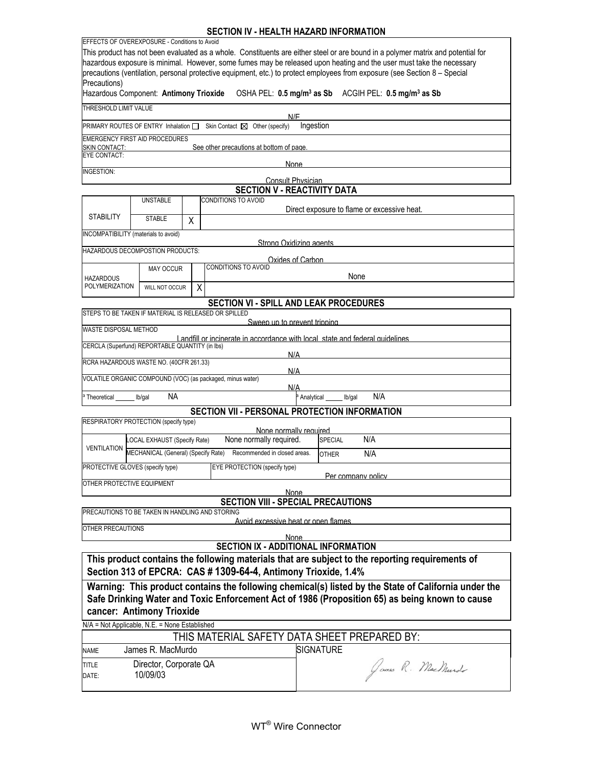## SECTION IV - HEALTH HAZARD INFORMATION

EFFECTS OF OVEREXPOSURE - Conditions to Avoid

This product has not been evaluated as a whole. Constituents are either steel or are bound in a polymer matrix and potential for hazardous exposure is minimal. However, some fumes may be released upon heating and the user must take the necessary precautions (ventilation, personal protective equipment, etc.) to protect employees from exposure (see Section 8 – Special Precautions)

Hazardous Component: **Antimony Trioxide** OSHA PEL: **0.5 mg/m³ as Sb** ACGIH PEL: **0.5 mg/m³ as Sb**

THRESHOLD LIMIT VALUE: N/E

PRIMARY ROUTES OF ENTRY Inhalation ☐ Skin Contact ☒ Other (specify) Ingestion

EMERGENCY FIRST AID PROCEDURES

SKIN CONTACT: See other precautions at bottom of page.

EYE CONTACT: None

INGESTION: Consult Physician

## SECTION V - REACTIVITY DATA

| | | | |
|---|---|---|---|
| STABILITY | UNSTABLE | | CONDITIONS TO AVOID: Direct exposure to flame or excessive heat. |
| | STABLE | X | |

INCOMPATIBILITY (materials to avoid): Strong Oxidizing agents

HAZARDOUS DECOMPOSTION PRODUCTS: Oxides of Carbon

| | | | |
|---|---|---|---|
| HAZARDOUS POLYMERIZATION | MAY OCCUR | | CONDITIONS TO AVOID: None |
| | WILL NOT OCCUR | X | |

## SECTION VI - SPILL AND LEAK PROCEDURES

STEPS TO BE TAKEN IF MATERIAL IS RELEASED OR SPILLED: Sweep up to prevent tripping

WASTE DISPOSAL METHOD: Landfill or incinerate in accordance with local, state and federal guidelines

CERCLA (Superfund) REPORTABLE QUANTITY (in lbs): N/A

RCRA HAZARDOUS WASTE NO. (40CFR 261.33): N/A

VOLATILE ORGANIC COMPOUND (VOC) (as packaged, minus water): N/A

³ Theoretical ______ lb/gal NA ³ Analytical ______ lb/gal N/A

## SECTION VII - PERSONAL PROTECTION INFORMATION

RESPIRATORY PROTECTION (specify type): None normally required

| | | | | |
|---|---|---|---|---|
| VENTILATION | LOCAL EXHAUST (Specify Rate) | None normally required. | SPECIAL | N/A |
| | MECHANICAL (General) (Specify Rate) | Recommended in closed areas. | OTHER | N/A |

PROTECTIVE GLOVES (specify type) | EYE PROTECTION (specify type): Per company policy

OTHER PROTECTIVE EQUIPMENT: None

## SECTION VIII - SPECIAL PRECAUTIONS

PRECAUTIONS TO BE TAKEN IN HANDLING AND STORING: Avoid excessive heat or open flames

OTHER PRECAUTIONS: None

## SECTION IX - ADDITIONAL INFORMATION

**This product contains the following materials that are subject to the reporting requirements of Section 313 of EPCRA: CAS # 1309-64-4, Antimony Trioxide, 1.4%**

**Warning: This product contains the following chemical(s) listed by the State of California under the Safe Drinking Water and Toxic Enforcement Act of 1986 (Proposition 65) as being known to cause cancer: Antimony Trioxide**

N/A = Not Applicable, N.E. = None Established

THIS MATERIAL SAFETY DATA SHEET PREPARED BY:

| | | |
|---|---|---|
| NAME | James R. MacMurdo | SIGNATURE |
| TITLE | Director, Corporate QA | James R. MacMurdo |
| DATE: | 10/09/03 | |

WT® Wire Connector